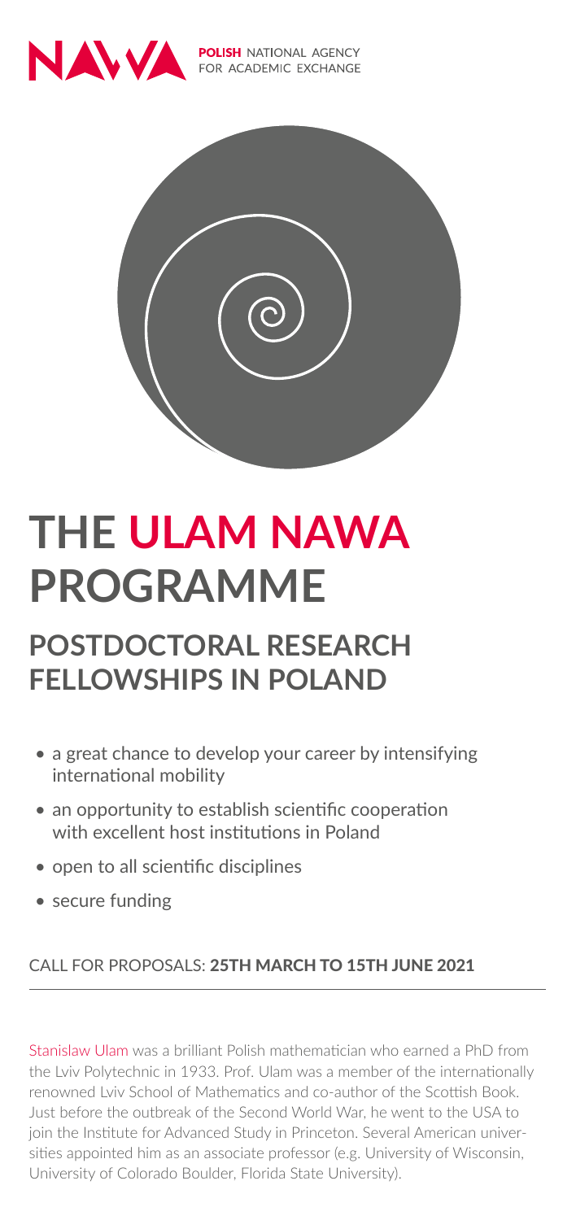NAWA POLISH NATIONAL AGENCY FOR ACADEMIC EXCHANGE

# THE ULAM NAWA PROGRAMME

## POSTDOCTORAL RESEARCH FELLOWSHIPS IN POLAND

- a great chance to develop your career by intensifying international mobility
- an opportunity to establish scientific cooperation with excellent host institutions in Poland
- open to all scientific disciplines
- secure funding

CALL FOR PROPOSALS: **25TH MARCH TO 15TH JUNE 2021**

---

Stanislaw Ulam was a brilliant Polish mathematician who earned a PhD from the Lviv Polytechnic in 1933. Prof. Ulam was a member of the internationally renowned Lviv School of Mathematics and co-author of the Scottish Book. Just before the outbreak of the Second World War, he went to the USA to join the Institute for Advanced Study in Princeton. Several American universities appointed him as an associate professor (e.g. University of Wisconsin, University of Colorado Boulder, Florida State University).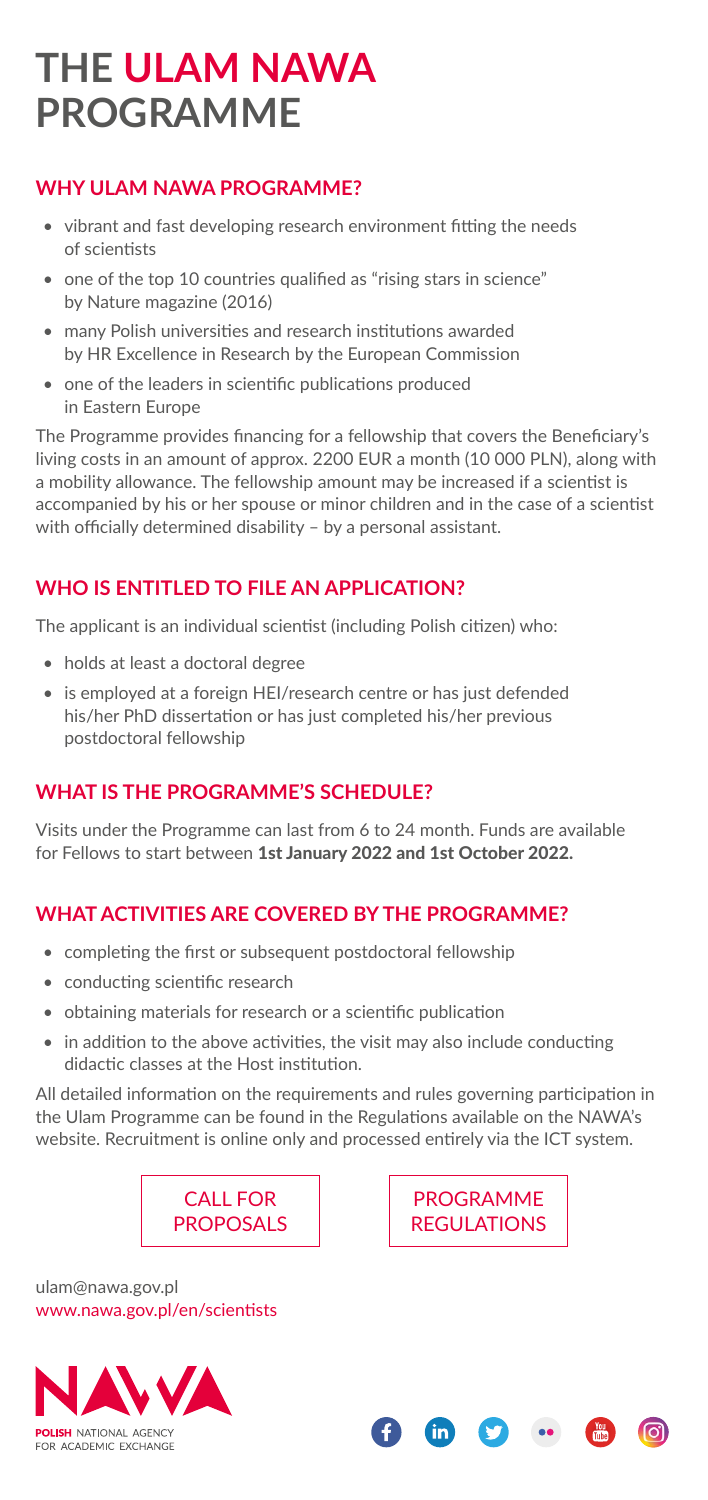# THE ULAM NAWA PROGRAMME

## WHY ULAM NAWA PROGRAMME?

- vibrant and fast developing research environment fitting the needs of scientists
- one of the top 10 countries qualified as "rising stars in science" by Nature magazine (2016)
- many Polish universities and research institutions awarded by HR Excellence in Research by the European Commission
- one of the leaders in scientific publications produced in Eastern Europe

The Programme provides financing for a fellowship that covers the Beneficiary's living costs in an amount of approx. 2200 EUR a month (10 000 PLN), along with a mobility allowance. The fellowship amount may be increased if a scientist is accompanied by his or her spouse or minor children and in the case of a scientist with officially determined disability – by a personal assistant.

## WHO IS ENTITLED TO FILE AN APPLICATION?

The applicant is an individual scientist (including Polish citizen) who:

- holds at least a doctoral degree
- is employed at a foreign HEI/research centre or has just defended his/her PhD dissertation or has just completed his/her previous postdoctoral fellowship

## WHAT IS THE PROGRAMME'S SCHEDULE?

Visits under the Programme can last from 6 to 24 month. Funds are available for Fellows to start between **1st January 2022 and 1st October 2022.**

## WHAT ACTIVITIES ARE COVERED BY THE PROGRAMME?

- completing the first or subsequent postdoctoral fellowship
- conducting scientific research
- obtaining materials for research or a scientific publication
- in addition to the above activities, the visit may also include conducting didactic classes at the Host institution.

All detailed information on the requirements and rules governing participation in the Ulam Programme can be found in the Regulations available on the NAWA's website. Recruitment is online only and processed entirely via the ICT system.

CALL FOR PROPOSALS

PROGRAMME REGULATIONS

ulam@nawa.gov.pl
www.nawa.gov.pl/en/scientists

NAWA
POLISH NATIONAL AGENCY FOR ACADEMIC EXCHANGE